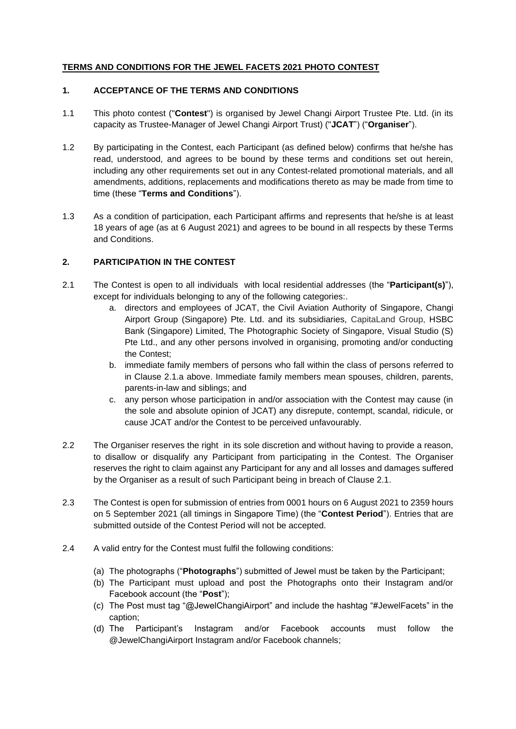# TERMS AND CONDITIONS FOR THE JEWEL FACETS 2021 PHOTO CONTEST

## 1. ACCEPTANCE OF THE TERMS AND CONDITIONS

1.1 This photo contest ("**Contest**") is organised by Jewel Changi Airport Trustee Pte. Ltd. (in its capacity as Trustee-Manager of Jewel Changi Airport Trust) ("**JCAT**") ("**Organiser**").

1.2 By participating in the Contest, each Participant (as defined below) confirms that he/she has read, understood, and agrees to be bound by these terms and conditions set out herein, including any other requirements set out in any Contest-related promotional materials, and all amendments, additions, replacements and modifications thereto as may be made from time to time (these "**Terms and Conditions**").

1.3 As a condition of participation, each Participant affirms and represents that he/she is at least 18 years of age (as at 6 August 2021) and agrees to be bound in all respects by these Terms and Conditions.

## 2. PARTICIPATION IN THE CONTEST

2.1 The Contest is open to all individuals with local residential addresses (the "**Participant(s)**"), except for individuals belonging to any of the following categories:.

   a. directors and employees of JCAT, the Civil Aviation Authority of Singapore, Changi Airport Group (Singapore) Pte. Ltd. and its subsidiaries, CapitaLand Group, HSBC Bank (Singapore) Limited, The Photographic Society of Singapore, Visual Studio (S) Pte Ltd., and any other persons involved in organising, promoting and/or conducting the Contest;

   b. immediate family members of persons who fall within the class of persons referred to in Clause 2.1.a above. Immediate family members mean spouses, children, parents, parents-in-law and siblings; and

   c. any person whose participation in and/or association with the Contest may cause (in the sole and absolute opinion of JCAT) any disrepute, contempt, scandal, ridicule, or cause JCAT and/or the Contest to be perceived unfavourably.

2.2 The Organiser reserves the right in its sole discretion and without having to provide a reason, to disallow or disqualify any Participant from participating in the Contest. The Organiser reserves the right to claim against any Participant for any and all losses and damages suffered by the Organiser as a result of such Participant being in breach of Clause 2.1.

2.3 The Contest is open for submission of entries from 0001 hours on 6 August 2021 to 2359 hours on 5 September 2021 (all timings in Singapore Time) (the "**Contest Period**"). Entries that are submitted outside of the Contest Period will not be accepted.

2.4 A valid entry for the Contest must fulfil the following conditions:

   (a) The photographs ("**Photographs**") submitted of Jewel must be taken by the Participant;

   (b) The Participant must upload and post the Photographs onto their Instagram and/or Facebook account (the "**Post**");

   (c) The Post must tag "@JewelChangiAirport" and include the hashtag "#JewelFacets" in the caption;

   (d) The Participant's Instagram and/or Facebook accounts must follow the @JewelChangiAirport Instagram and/or Facebook channels;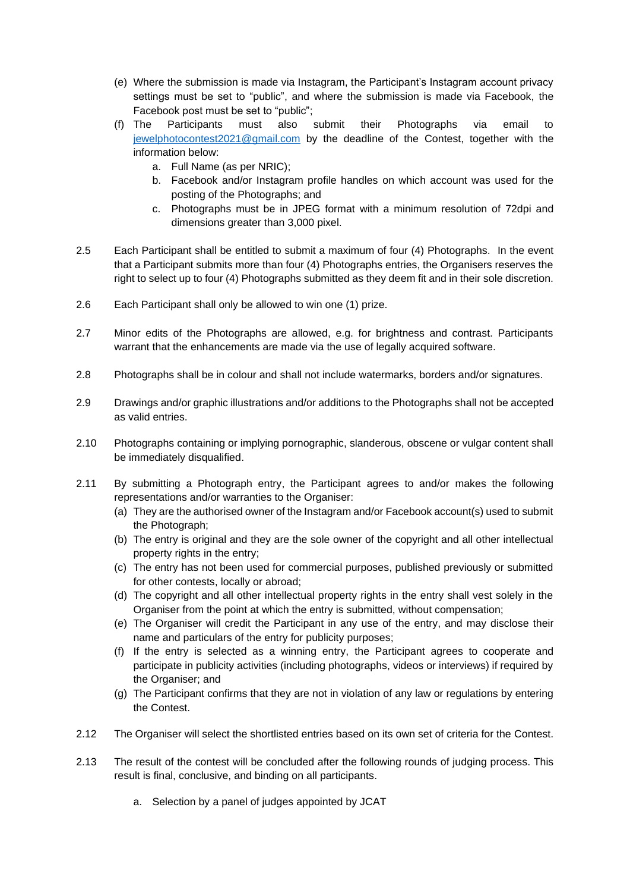(e) Where the submission is made via Instagram, the Participant's Instagram account privacy settings must be set to "public", and where the submission is made via Facebook, the Facebook post must be set to "public";

(f) The Participants must also submit their Photographs via email to jewelphotocontest2021@gmail.com by the deadline of the Contest, together with the information below:

   a. Full Name (as per NRIC);
   b. Facebook and/or Instagram profile handles on which account was used for the posting of the Photographs; and
   c. Photographs must be in JPEG format with a minimum resolution of 72dpi and dimensions greater than 3,000 pixel.

2.5 Each Participant shall be entitled to submit a maximum of four (4) Photographs. In the event that a Participant submits more than four (4) Photographs entries, the Organisers reserves the right to select up to four (4) Photographs submitted as they deem fit and in their sole discretion.

2.6 Each Participant shall only be allowed to win one (1) prize.

2.7 Minor edits of the Photographs are allowed, e.g. for brightness and contrast. Participants warrant that the enhancements are made via the use of legally acquired software.

2.8 Photographs shall be in colour and shall not include watermarks, borders and/or signatures.

2.9 Drawings and/or graphic illustrations and/or additions to the Photographs shall not be accepted as valid entries.

2.10 Photographs containing or implying pornographic, slanderous, obscene or vulgar content shall be immediately disqualified.

2.11 By submitting a Photograph entry, the Participant agrees to and/or makes the following representations and/or warranties to the Organiser:

(a) They are the authorised owner of the Instagram and/or Facebook account(s) used to submit the Photograph;

(b) The entry is original and they are the sole owner of the copyright and all other intellectual property rights in the entry;

(c) The entry has not been used for commercial purposes, published previously or submitted for other contests, locally or abroad;

(d) The copyright and all other intellectual property rights in the entry shall vest solely in the Organiser from the point at which the entry is submitted, without compensation;

(e) The Organiser will credit the Participant in any use of the entry, and may disclose their name and particulars of the entry for publicity purposes;

(f) If the entry is selected as a winning entry, the Participant agrees to cooperate and participate in publicity activities (including photographs, videos or interviews) if required by the Organiser; and

(g) The Participant confirms that they are not in violation of any law or regulations by entering the Contest.

2.12 The Organiser will select the shortlisted entries based on its own set of criteria for the Contest.

2.13 The result of the contest will be concluded after the following rounds of judging process. This result is final, conclusive, and binding on all participants.

   a. Selection by a panel of judges appointed by JCAT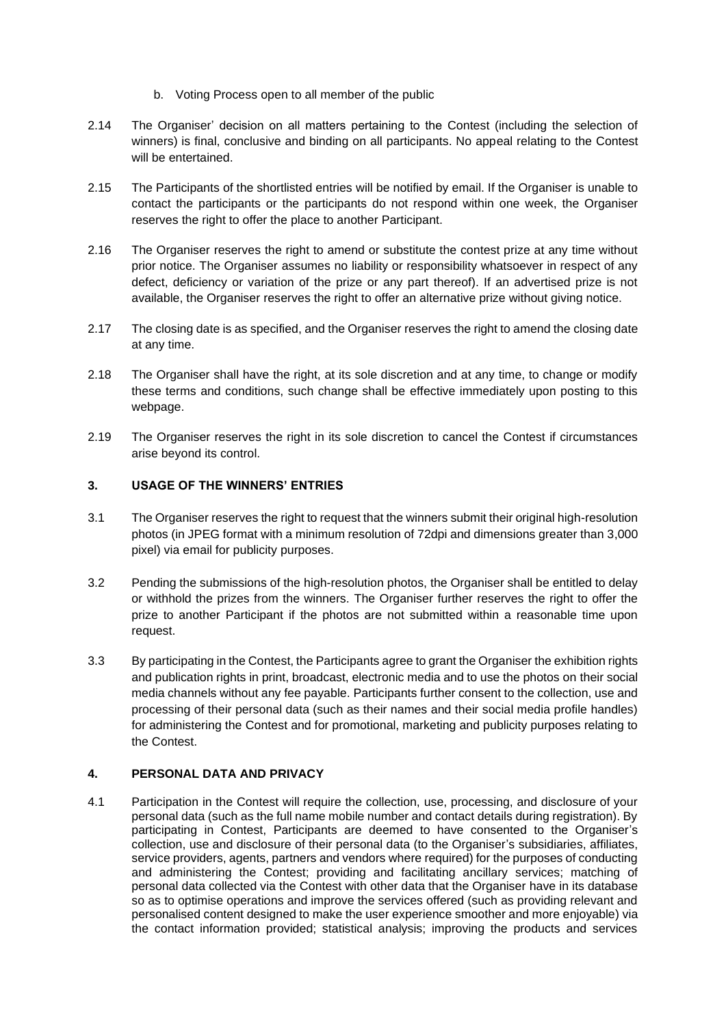b. Voting Process open to all member of the public

2.14 The Organiser' decision on all matters pertaining to the Contest (including the selection of winners) is final, conclusive and binding on all participants. No appeal relating to the Contest will be entertained.

2.15 The Participants of the shortlisted entries will be notified by email. If the Organiser is unable to contact the participants or the participants do not respond within one week, the Organiser reserves the right to offer the place to another Participant.

2.16 The Organiser reserves the right to amend or substitute the contest prize at any time without prior notice. The Organiser assumes no liability or responsibility whatsoever in respect of any defect, deficiency or variation of the prize or any part thereof). If an advertised prize is not available, the Organiser reserves the right to offer an alternative prize without giving notice.

2.17 The closing date is as specified, and the Organiser reserves the right to amend the closing date at any time.

2.18 The Organiser shall have the right, at its sole discretion and at any time, to change or modify these terms and conditions, such change shall be effective immediately upon posting to this webpage.

2.19 The Organiser reserves the right in its sole discretion to cancel the Contest if circumstances arise beyond its control.

## 3. USAGE OF THE WINNERS' ENTRIES

3.1 The Organiser reserves the right to request that the winners submit their original high-resolution photos (in JPEG format with a minimum resolution of 72dpi and dimensions greater than 3,000 pixel) via email for publicity purposes.

3.2 Pending the submissions of the high-resolution photos, the Organiser shall be entitled to delay or withhold the prizes from the winners. The Organiser further reserves the right to offer the prize to another Participant if the photos are not submitted within a reasonable time upon request.

3.3 By participating in the Contest, the Participants agree to grant the Organiser the exhibition rights and publication rights in print, broadcast, electronic media and to use the photos on their social media channels without any fee payable. Participants further consent to the collection, use and processing of their personal data (such as their names and their social media profile handles) for administering the Contest and for promotional, marketing and publicity purposes relating to the Contest.

## 4. PERSONAL DATA AND PRIVACY

4.1 Participation in the Contest will require the collection, use, processing, and disclosure of your personal data (such as the full name mobile number and contact details during registration). By participating in Contest, Participants are deemed to have consented to the Organiser's collection, use and disclosure of their personal data (to the Organiser's subsidiaries, affiliates, service providers, agents, partners and vendors where required) for the purposes of conducting and administering the Contest; providing and facilitating ancillary services; matching of personal data collected via the Contest with other data that the Organiser have in its database so as to optimise operations and improve the services offered (such as providing relevant and personalised content designed to make the user experience smoother and more enjoyable) via the contact information provided; statistical analysis; improving the products and services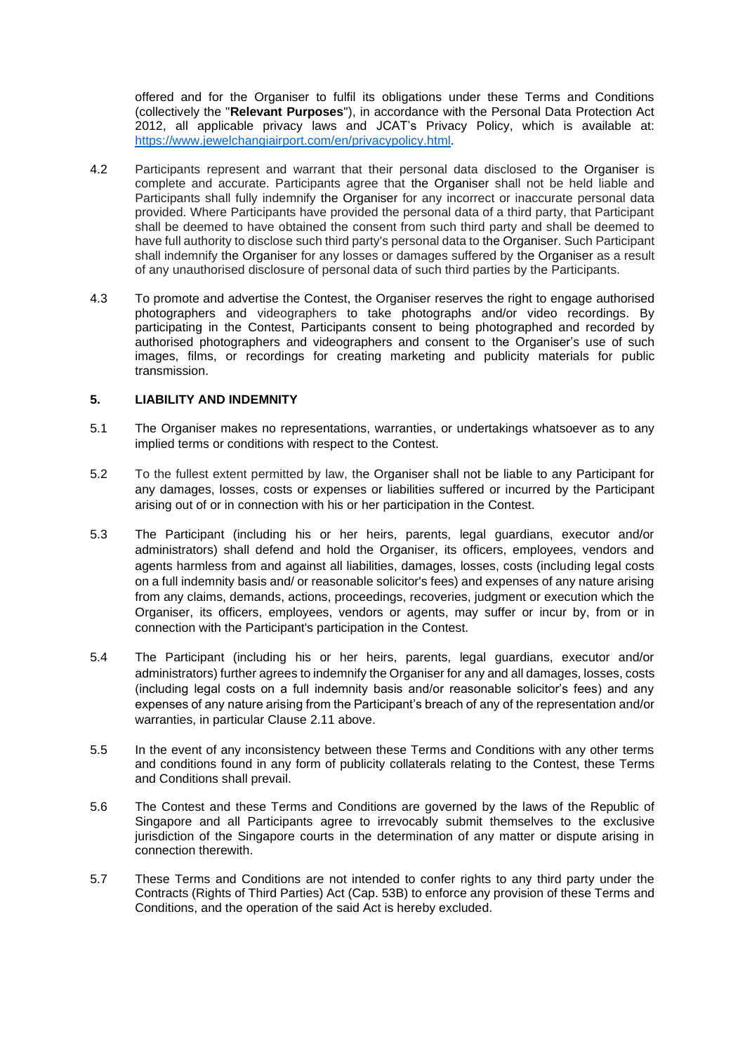offered and for the Organiser to fulfil its obligations under these Terms and Conditions (collectively the "**Relevant Purposes**"), in accordance with the Personal Data Protection Act 2012, all applicable privacy laws and JCAT's Privacy Policy, which is available at: [https://www.jewelchangiairport.com/en/privacypolicy.html](https://www.jewelchangiairport.com/en/privacypolicy.html).

4.2 Participants represent and warrant that their personal data disclosed to the Organiser is complete and accurate. Participants agree that the Organiser shall not be held liable and Participants shall fully indemnify the Organiser for any incorrect or inaccurate personal data provided. Where Participants have provided the personal data of a third party, that Participant shall be deemed to have obtained the consent from such third party and shall be deemed to have full authority to disclose such third party's personal data to the Organiser. Such Participant shall indemnify the Organiser for any losses or damages suffered by the Organiser as a result of any unauthorised disclosure of personal data of such third parties by the Participants.

4.3 To promote and advertise the Contest, the Organiser reserves the right to engage authorised photographers and videographers to take photographs and/or video recordings. By participating in the Contest, Participants consent to being photographed and recorded by authorised photographers and videographers and consent to the Organiser's use of such images, films, or recordings for creating marketing and publicity materials for public transmission.

## 5. LIABILITY AND INDEMNITY

5.1 The Organiser makes no representations, warranties, or undertakings whatsoever as to any implied terms or conditions with respect to the Contest.

5.2 To the fullest extent permitted by law, the Organiser shall not be liable to any Participant for any damages, losses, costs or expenses or liabilities suffered or incurred by the Participant arising out of or in connection with his or her participation in the Contest.

5.3 The Participant (including his or her heirs, parents, legal guardians, executor and/or administrators) shall defend and hold the Organiser, its officers, employees, vendors and agents harmless from and against all liabilities, damages, losses, costs (including legal costs on a full indemnity basis and/ or reasonable solicitor's fees) and expenses of any nature arising from any claims, demands, actions, proceedings, recoveries, judgment or execution which the Organiser, its officers, employees, vendors or agents, may suffer or incur by, from or in connection with the Participant's participation in the Contest.

5.4 The Participant (including his or her heirs, parents, legal guardians, executor and/or administrators) further agrees to indemnify the Organiser for any and all damages, losses, costs (including legal costs on a full indemnity basis and/or reasonable solicitor's fees) and any expenses of any nature arising from the Participant's breach of any of the representation and/or warranties, in particular Clause 2.11 above.

5.5 In the event of any inconsistency between these Terms and Conditions with any other terms and conditions found in any form of publicity collaterals relating to the Contest, these Terms and Conditions shall prevail.

5.6 The Contest and these Terms and Conditions are governed by the laws of the Republic of Singapore and all Participants agree to irrevocably submit themselves to the exclusive jurisdiction of the Singapore courts in the determination of any matter or dispute arising in connection therewith.

5.7 These Terms and Conditions are not intended to confer rights to any third party under the Contracts (Rights of Third Parties) Act (Cap. 53B) to enforce any provision of these Terms and Conditions, and the operation of the said Act is hereby excluded.